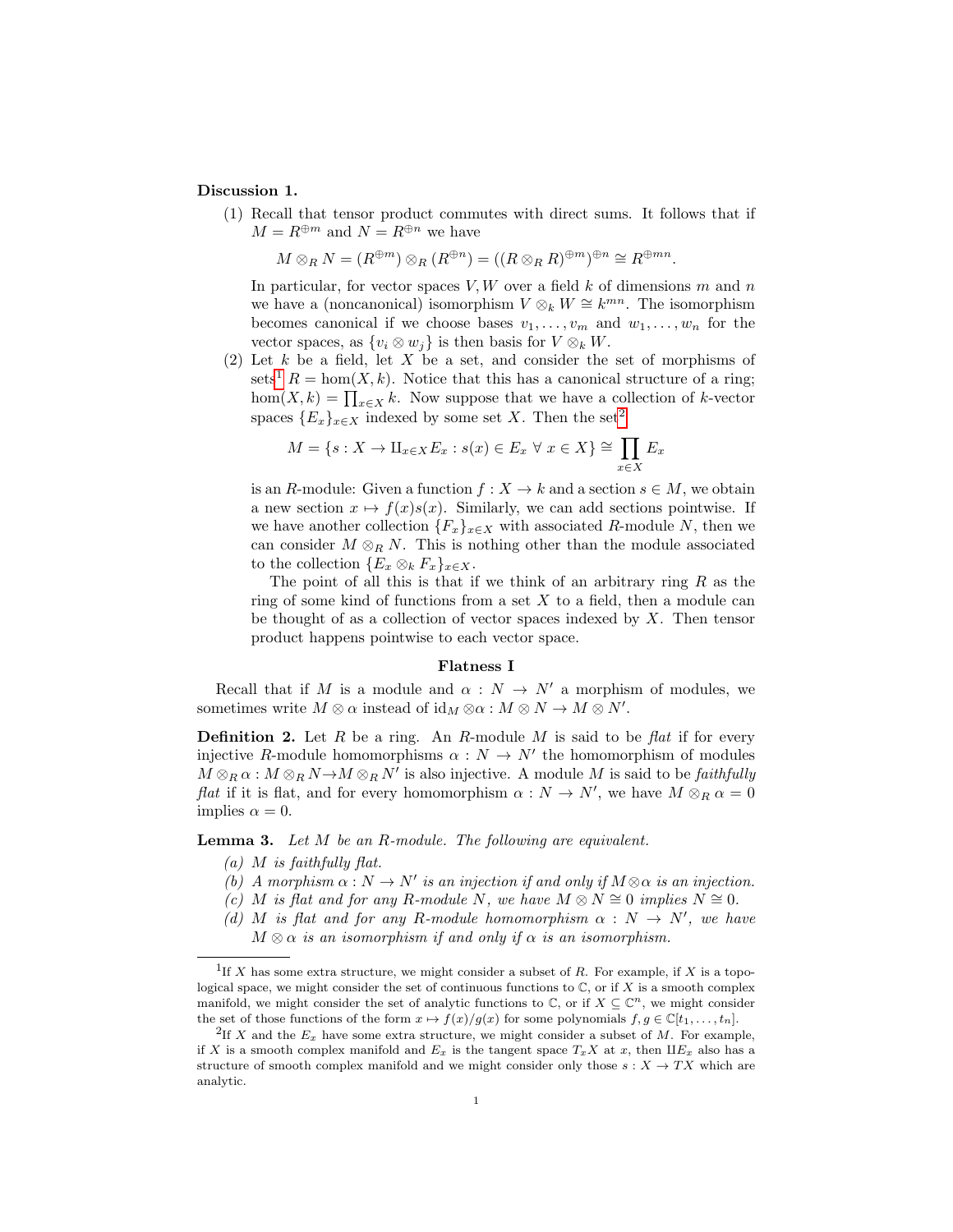**Discussion 1.**

(1) Recall that tensor product commutes with direct sums. It follows that if $M = R^{\oplus m}$ and $N = R^{\oplus n}$ we have

$$M \otimes_R N = (R^{\oplus m}) \otimes_R (R^{\oplus n}) = ((R \otimes_R R)^{\oplus m})^{\oplus n} \cong R^{\oplus mn}.$$

In particular, for vector spaces $V, W$ over a field $k$ of dimensions $m$ and $n$ we have a (noncanonical) isomorphism $V \otimes_k W \cong k^{mn}$. The isomorphism becomes canonical if we choose bases $v_1, \dots, v_m$ and $w_1, \dots, w_n$ for the vector spaces, as $\{v_i \otimes w_j\}$ is then basis for $V \otimes_k W$.

(2) Let $k$ be a field, let $X$ be a set, and consider the set of morphisms of sets[1] $R = \hom(X, k)$. Notice that this has a canonical structure of a ring; $\hom(X, k) = \prod_{x \in X} k$. Now suppose that we have a collection of $k$-vector spaces $\{E_x\}_{x \in X}$ indexed by some set $X$. Then the set[2]

$$M = \{s : X \to \amalg_{x \in X} E_x : s(x) \in E_x \ \forall \ x \in X\} \cong \prod_{x \in X} E_x$$

is an $R$-module: Given a function $f : X \to k$ and a section $s \in M$, we obtain a new section $x \mapsto f(x)s(x)$. Similarly, we can add sections pointwise. If we have another collection $\{F_x\}_{x \in X}$ with associated $R$-module $N$, then we can consider $M \otimes_R N$. This is nothing other than the module associated to the collection $\{E_x \otimes_k F_x\}_{x \in X}$.

The point of all this is that if we think of an arbitrary ring $R$ as the ring of some kind of functions from a set $X$ to a field, then a module can be thought of as a collection of vector spaces indexed by $X$. Then tensor product happens pointwise to each vector space.

## Flatness I

Recall that if $M$ is a module and $\alpha : N \to N'$ a morphism of modules, we sometimes write $M \otimes \alpha$ instead of $\mathrm{id}_M \otimes \alpha : M \otimes N \to M \otimes N'$.

**Definition 2.** Let $R$ be a ring. An $R$-module $M$ is said to be *flat* if for every injective $R$-module homomorphisms $\alpha : N \to N'$ the homomorphism of modules $M \otimes_R \alpha : M \otimes_R N \to M \otimes_R N'$ is also injective. A module $M$ is said to be *faithfully flat* if it is flat, and for every homomorphism $\alpha : N \to N'$, we have $M \otimes_R \alpha = 0$ implies $\alpha = 0$.

**Lemma 3.** *Let $M$ be an $R$-module. The following are equivalent.*

*(a) $M$ is faithfully flat.*

*(b) A morphism $\alpha : N \to N'$ is an injection if and only if $M \otimes \alpha$ is an injection.*

*(c) $M$ is flat and for any $R$-module $N$, we have $M \otimes N \cong 0$ implies $N \cong 0$.*

*(d) $M$ is flat and for any $R$-module homomorphism $\alpha : N \to N'$, we have $M \otimes \alpha$ is an isomorphism if and only if $\alpha$ is an isomorphism.*

---

[1] If $X$ has some extra structure, we might consider a subset of $R$. For example, if $X$ is a topological space, we might consider the set of continuous functions to $\mathbb{C}$, or if $X$ is a smooth complex manifold, we might consider the set of analytic functions to $\mathbb{C}$, or if $X \subseteq \mathbb{C}^n$, we might consider the set of those functions of the form $x \mapsto f(x)/g(x)$ for some polynomials $f, g \in \mathbb{C}[t_1, \dots, t_n]$.

[2] If $X$ and the $E_x$ have some extra structure, we might consider a subset of $M$. For example, if $X$ is a smooth complex manifold and $E_x$ is the tangent space $T_x X$ at $x$, then $\amalg E_x$ also has a structure of smooth complex manifold and we might consider only those $s : X \to TX$ which are analytic.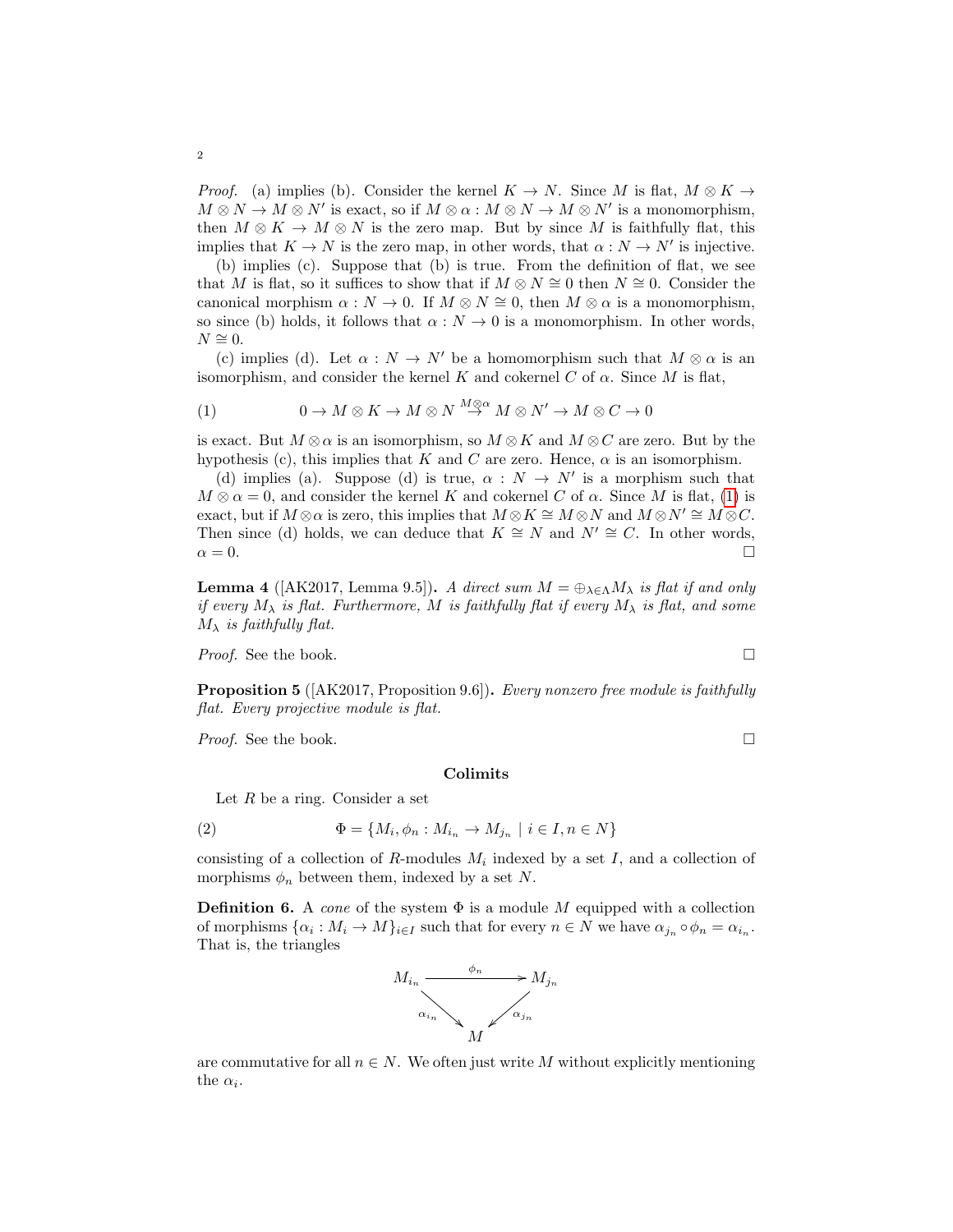*Proof.* (a) implies (b). Consider the kernel $K \to N$. Since $M$ is flat, $M \otimes K \to M \otimes N \to M \otimes N'$ is exact, so if $M \otimes \alpha : M \otimes N \to M \otimes N'$ is a monomorphism, then $M \otimes K \to M \otimes N$ is the zero map. But by since $M$ is faithfully flat, this implies that $K \to N$ is the zero map, in other words, that $\alpha : N \to N'$ is injective.

(b) implies (c). Suppose that (b) is true. From the definition of flat, we see that $M$ is flat, so it suffices to show that if $M \otimes N \cong 0$ then $N \cong 0$. Consider the canonical morphism $\alpha : N \to 0$. If $M \otimes N \cong 0$, then $M \otimes \alpha$ is a monomorphism, so since (b) holds, it follows that $\alpha : N \to 0$ is a monomorphism. In other words, $N \cong 0$.

(c) implies (d). Let $\alpha : N \to N'$ be a homomorphism such that $M \otimes \alpha$ is an isomorphism, and consider the kernel $K$ and cokernel $C$ of $\alpha$. Since $M$ is flat,

$$0 \to M \otimes K \to M \otimes N \stackrel{M \otimes \alpha}{\to} M \otimes N' \to M \otimes C \to 0 \tag{1}$$

is exact. But $M \otimes \alpha$ is an isomorphism, so $M \otimes K$ and $M \otimes C$ are zero. But by the hypothesis (c), this implies that $K$ and $C$ are zero. Hence, $\alpha$ is an isomorphism.

(d) implies (a). Suppose (d) is true, $\alpha : N \to N'$ is a morphism such that $M \otimes \alpha = 0$, and consider the kernel $K$ and cokernel $C$ of $\alpha$. Since $M$ is flat, (1) is exact, but if $M \otimes \alpha$ is zero, this implies that $M \otimes K \cong M \otimes N$ and $M \otimes N' \cong M \otimes C$. Then since (d) holds, we can deduce that $K \cong N$ and $N' \cong C$. In other words, $\alpha = 0$. □

**Lemma 4** ([AK2017, Lemma 9.5])**.** *A direct sum $M = \oplus_{\lambda \in \Lambda} M_\lambda$ is flat if and only if every $M_\lambda$ is flat. Furthermore, $M$ is faithfully flat if every $M_\lambda$ is flat, and some $M_\lambda$ is faithfully flat.*

*Proof.* See the book. □

**Proposition 5** ([AK2017, Proposition 9.6])**.** *Every nonzero free module is faithfully flat. Every projective module is flat.*

*Proof.* See the book. □

## Colimits

Let $R$ be a ring. Consider a set

$$\Phi = \{M_i, \phi_n : M_{i_n} \to M_{j_n} \mid i \in I, n \in N\} \tag{2}$$

consisting of a collection of $R$-modules $M_i$ indexed by a set $I$, and a collection of morphisms $\phi_n$ between them, indexed by a set $N$.

**Definition 6.** A *cone* of the system $\Phi$ is a module $M$ equipped with a collection of morphisms $\{\alpha_i : M_i \to M\}_{i \in I}$ such that for every $n \in N$ we have $\alpha_{j_n} \circ \phi_n = \alpha_{i_n}$. That is, the triangles

$$\begin{array}{ccc} M_{i_n} & \xrightarrow{\phi_n} & M_{j_n} \\ & {\scriptstyle \alpha_{i_n}} \searrow \quad \swarrow {\scriptstyle \alpha_{j_n}} & \\ & M & \end{array}$$

are commutative for all $n \in N$. We often just write $M$ without explicitly mentioning the $\alpha_i$.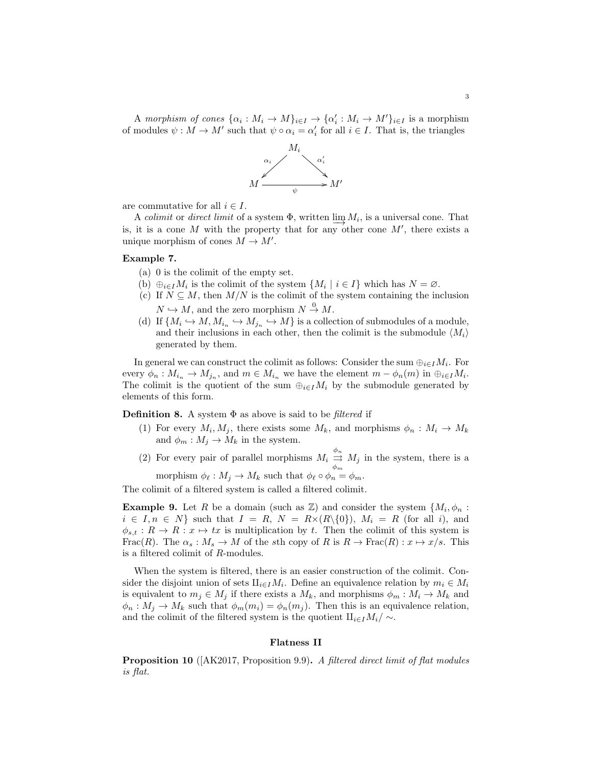A *morphism of cones* $\{\alpha_i : M_i \to M\}_{i \in I} \to \{\alpha'_i : M_i \to M'\}_{i \in I}$ is a morphism of modules $\psi : M \to M'$ such that $\psi \circ \alpha_i = \alpha'_i$ for all $i \in I$. That is, the triangles

$$\begin{array}{ccc} & M_i & \\ {\scriptstyle \alpha_i} \swarrow & & \searrow {\scriptstyle \alpha'_i} \\ M & \xrightarrow[\psi]{} & M' \end{array}$$

are commutative for all $i \in I$.

A *colimit* or *direct limit* of a system $\Phi$, written $\varinjlim M_i$, is a universal cone. That is, it is a cone $M$ with the property that for any other cone $M'$, there exists a unique morphism of cones $M \to M'$.

**Example 7.**

(a) 0 is the colimit of the empty set.

(b) $\oplus_{i \in I} M_i$ is the colimit of the system $\{M_i \mid i \in I\}$ which has $N = \varnothing$.

(c) If $N \subseteq M$, then $M/N$ is the colimit of the system containing the inclusion $N \hookrightarrow M$, and the zero morphism $N \xrightarrow{0} M$.

(d) If $\{M_i \hookrightarrow M, M_{i_n} \hookrightarrow M_{j_n} \hookrightarrow M\}$ is a collection of submodules of a module, and their inclusions in each other, then the colimit is the submodule $\langle M_i \rangle$ generated by them.

In general we can construct the colimit as follows: Consider the sum $\oplus_{i \in I} M_i$. For every $\phi_n : M_{i_n} \to M_{j_n}$, and $m \in M_{i_n}$ we have the element $m - \phi_n(m)$ in $\oplus_{i \in I} M_i$. The colimit is the quotient of the sum $\oplus_{i \in I} M_i$ by the submodule generated by elements of this form.

**Definition 8.** A system $\Phi$ as above is said to be *filtered* if

(1) For every $M_i, M_j$, there exists some $M_k$, and morphisms $\phi_n : M_i \to M_k$ and $\phi_m : M_j \to M_k$ in the system.

(2) For every pair of parallel morphisms $M_i \underset{\phi_m}{\overset{\phi_n}{\rightrightarrows}} M_j$ in the system, there is a morphism $\phi_\ell : M_j \to M_k$ such that $\phi_\ell \circ \phi_n = \phi_m$.

The colimit of a filtered system is called a filtered colimit.

**Example 9.** Let $R$ be a domain (such as $\mathbb{Z}$) and consider the system $\{M_i, \phi_n : i \in I, n \in N\}$ such that $I = R$, $N = R \times (R \backslash \{0\})$, $M_i = R$ (for all $i$), and $\phi_{s,t} : R \to R : x \mapsto tx$ is multiplication by $t$. Then the colimit of this system is $\mathrm{Frac}(R)$. The $\alpha_s : M_s \to M$ of the $s$th copy of $R$ is $R \to \mathrm{Frac}(R) : x \mapsto x/s$. This is a filtered colimit of $R$-modules.

When the system is filtered, there is an easier construction of the colimit. Consider the disjoint union of sets $\amalg_{i \in I} M_i$. Define an equivalence relation by $m_i \in M_i$ is equivalent to $m_j \in M_j$ if there exists a $M_k$, and morphisms $\phi_m : M_i \to M_k$ and $\phi_n : M_j \to M_k$ such that $\phi_m(m_i) = \phi_n(m_j)$. Then this is an equivalence relation, and the colimit of the filtered system is the quotient $\amalg_{i \in I} M_i / \sim$.

## Flatness II

**Proposition 10** ([AK2017, Proposition 9.9)**.** *A filtered direct limit of flat modules is flat.*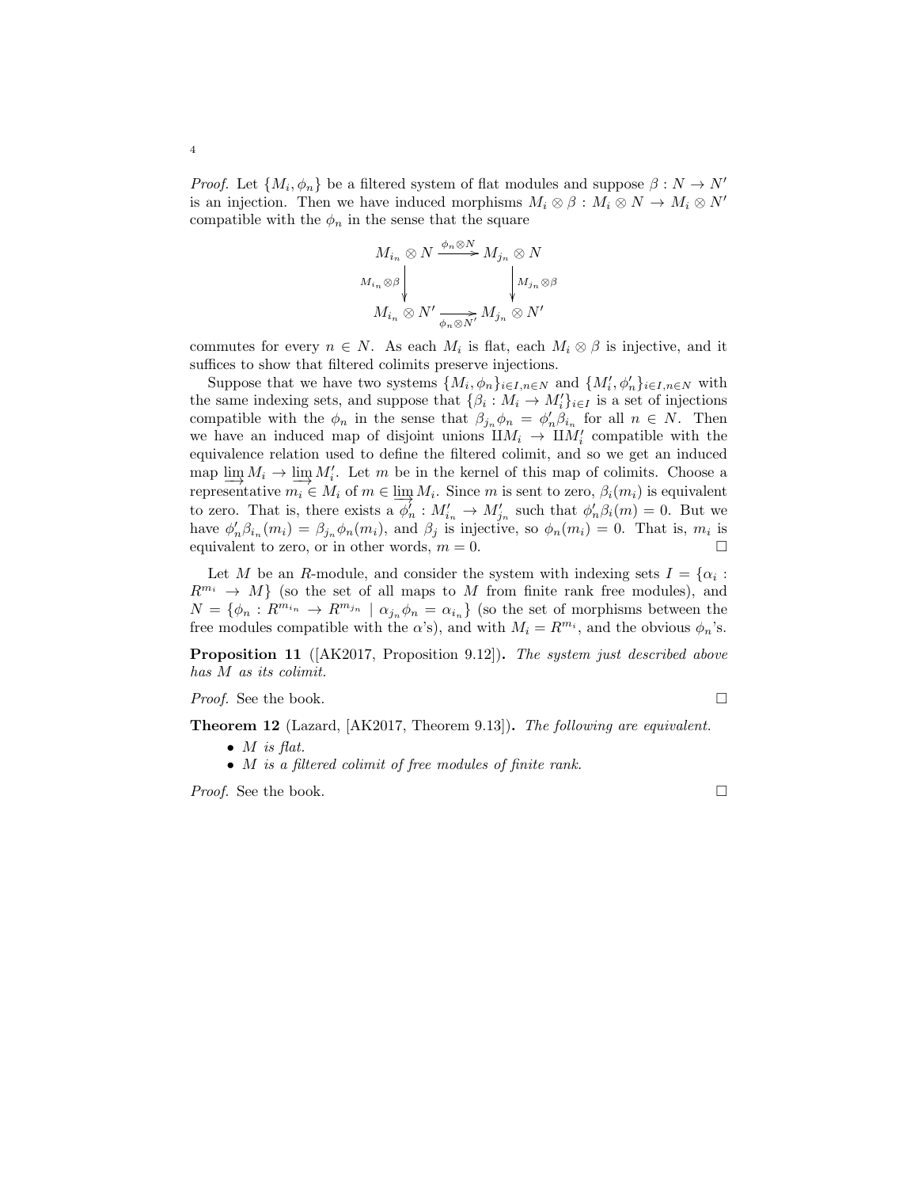*Proof.* Let $\{M_i, \phi_n\}$ be a filtered system of flat modules and suppose $\beta : N \to N'$ is an injection. Then we have induced morphisms $M_i \otimes \beta : M_i \otimes N \to M_i \otimes N'$ compatible with the $\phi_n$ in the sense that the square

$$\begin{array}{ccc} M_{i_n} \otimes N & \xrightarrow{\phi_n \otimes N} & M_{j_n} \otimes N \\ {\scriptstyle M_{i_n} \otimes \beta} \downarrow & & \downarrow {\scriptstyle M_{j_n} \otimes \beta} \\ M_{i_n} \otimes N' & \xrightarrow[\phi_n \otimes N']{} & M_{j_n} \otimes N' \end{array}$$

commutes for every $n \in N$. As each $M_i$ is flat, each $M_i \otimes \beta$ is injective, and it suffices to show that filtered colimits preserve injections.

Suppose that we have two systems $\{M_i, \phi_n\}_{i \in I, n \in N}$ and $\{M'_i, \phi'_n\}_{i \in I, n \in N}$ with the same indexing sets, and suppose that $\{\beta_i : M_i \to M'_i\}_{i \in I}$ is a set of injections compatible with the $\phi_n$ in the sense that $\beta_{j_n} \phi_n = \phi'_n \beta_{i_n}$ for all $n \in N$. Then we have an induced map of disjoint unions $\amalg M_i \to \amalg M'_i$ compatible with the equivalence relation used to define the filtered colimit, and so we get an induced map $\varinjlim M_i \to \varinjlim M'_i$. Let $m$ be in the kernel of this map of colimits. Choose a representative $m_i \in M_i$ of $m \in \varinjlim M_i$. Since $m$ is sent to zero, $\beta_i(m_i)$ is equivalent to zero. That is, there exists a $\phi'_n : M'_{i_n} \to M'_{j_n}$ such that $\phi'_n \beta_i(m) = 0$. But we have $\phi'_n \beta_{i_n}(m_i) = \beta_{j_n} \phi_n(m_i)$, and $\beta_j$ is injective, so $\phi_n(m_i) = 0$. That is, $m_i$ is equivalent to zero, or in other words, $m = 0$. $\square$

Let $M$ be an $R$-module, and consider the system with indexing sets $I = \{\alpha_i : R^{m_i} \to M\}$ (so the set of all maps to $M$ from finite rank free modules), and $N = \{\phi_n : R^{m_{i_n}} \to R^{m_{j_n}} \mid \alpha_{j_n} \phi_n = \alpha_{i_n}\}$ (so the set of morphisms between the free modules compatible with the $\alpha$'s), and with $M_i = R^{m_i}$, and the obvious $\phi_n$'s.

**Proposition 11** ([AK2017, Proposition 9.12])**.** *The system just described above has $M$ as its colimit.*

*Proof.* See the book. $\square$

**Theorem 12** (Lazard, [AK2017, Theorem 9.13])**.** *The following are equivalent.*

- *$M$ is flat.*
- *$M$ is a filtered colimit of free modules of finite rank.*

*Proof.* See the book. $\square$